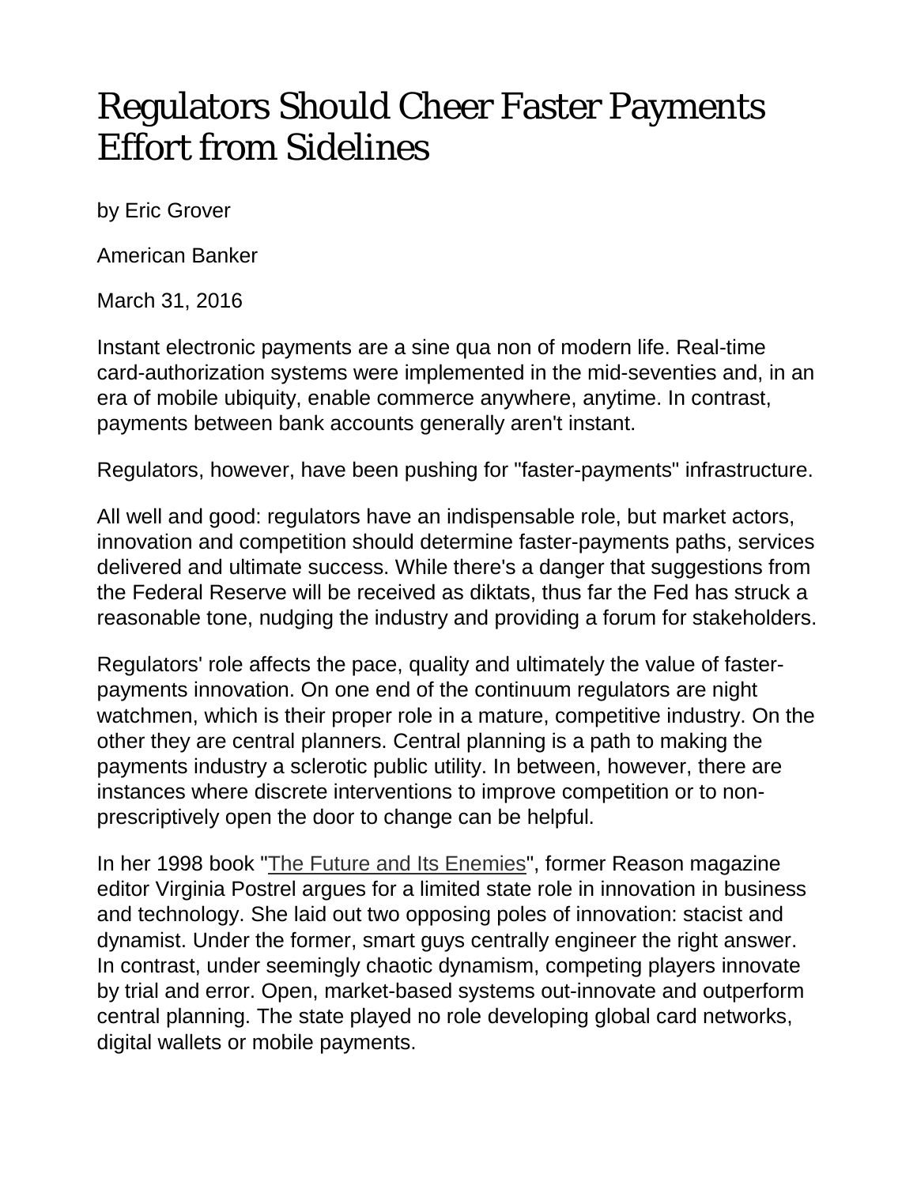# Regulators Should Cheer Faster Payments Effort from Sidelines

by Eric Grover

American Banker

March 31, 2016

Instant electronic payments are a sine qua non of modern life. Real-time card-authorization systems were implemented in the mid-seventies and, in an era of mobile ubiquity, enable commerce anywhere, anytime. In contrast, payments between bank accounts generally aren't instant.

Regulators, however, have been pushing for "faster-payments" infrastructure.

All well and good: regulators have an indispensable role, but market actors, innovation and competition should determine faster-payments paths, services delivered and ultimate success. While there's a danger that suggestions from the Federal Reserve will be received as diktats, thus far the Fed has struck a reasonable tone, nudging the industry and providing a forum for stakeholders.

Regulators' role affects the pace, quality and ultimately the value of faster-payments innovation. On one end of the continuum regulators are night watchmen, which is their proper role in a mature, competitive industry. On the other they are central planners. Central planning is a path to making the payments industry a sclerotic public utility. In between, however, there are instances where discrete interventions to improve competition or to non-prescriptively open the door to change can be helpful.

In her 1998 book "The Future and Its Enemies", former Reason magazine editor Virginia Postrel argues for a limited state role in innovation in business and technology. She laid out two opposing poles of innovation: stacist and dynamist. Under the former, smart guys centrally engineer the right answer. In contrast, under seemingly chaotic dynamism, competing players innovate by trial and error. Open, market-based systems out-innovate and outperform central planning. The state played no role developing global card networks, digital wallets or mobile payments.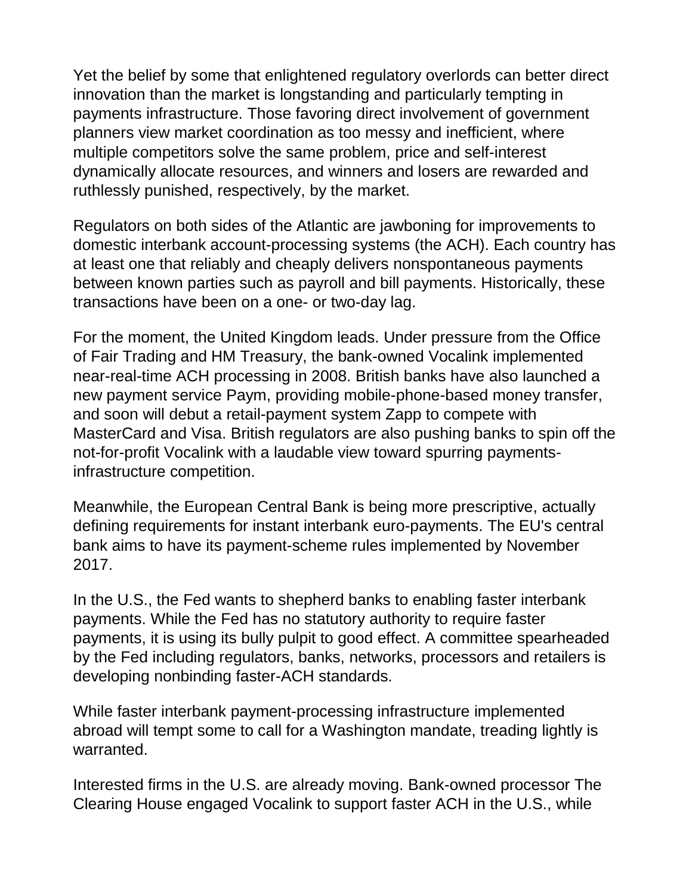Yet the belief by some that enlightened regulatory overlords can better direct innovation than the market is longstanding and particularly tempting in payments infrastructure. Those favoring direct involvement of government planners view market coordination as too messy and inefficient, where multiple competitors solve the same problem, price and self-interest dynamically allocate resources, and winners and losers are rewarded and ruthlessly punished, respectively, by the market.

Regulators on both sides of the Atlantic are jawboning for improvements to domestic interbank account-processing systems (the ACH). Each country has at least one that reliably and cheaply delivers nonspontaneous payments between known parties such as payroll and bill payments. Historically, these transactions have been on a one- or two-day lag.

For the moment, the United Kingdom leads. Under pressure from the Office of Fair Trading and HM Treasury, the bank-owned Vocalink implemented near-real-time ACH processing in 2008. British banks have also launched a new payment service Paym, providing mobile-phone-based money transfer, and soon will debut a retail-payment system Zapp to compete with MasterCard and Visa. British regulators are also pushing banks to spin off the not-for-profit Vocalink with a laudable view toward spurring payments-infrastructure competition.

Meanwhile, the European Central Bank is being more prescriptive, actually defining requirements for instant interbank euro-payments. The EU's central bank aims to have its payment-scheme rules implemented by November 2017.

In the U.S., the Fed wants to shepherd banks to enabling faster interbank payments. While the Fed has no statutory authority to require faster payments, it is using its bully pulpit to good effect. A committee spearheaded by the Fed including regulators, banks, networks, processors and retailers is developing nonbinding faster-ACH standards.

While faster interbank payment-processing infrastructure implemented abroad will tempt some to call for a Washington mandate, treading lightly is warranted.

Interested firms in the U.S. are already moving. Bank-owned processor The Clearing House engaged Vocalink to support faster ACH in the U.S., while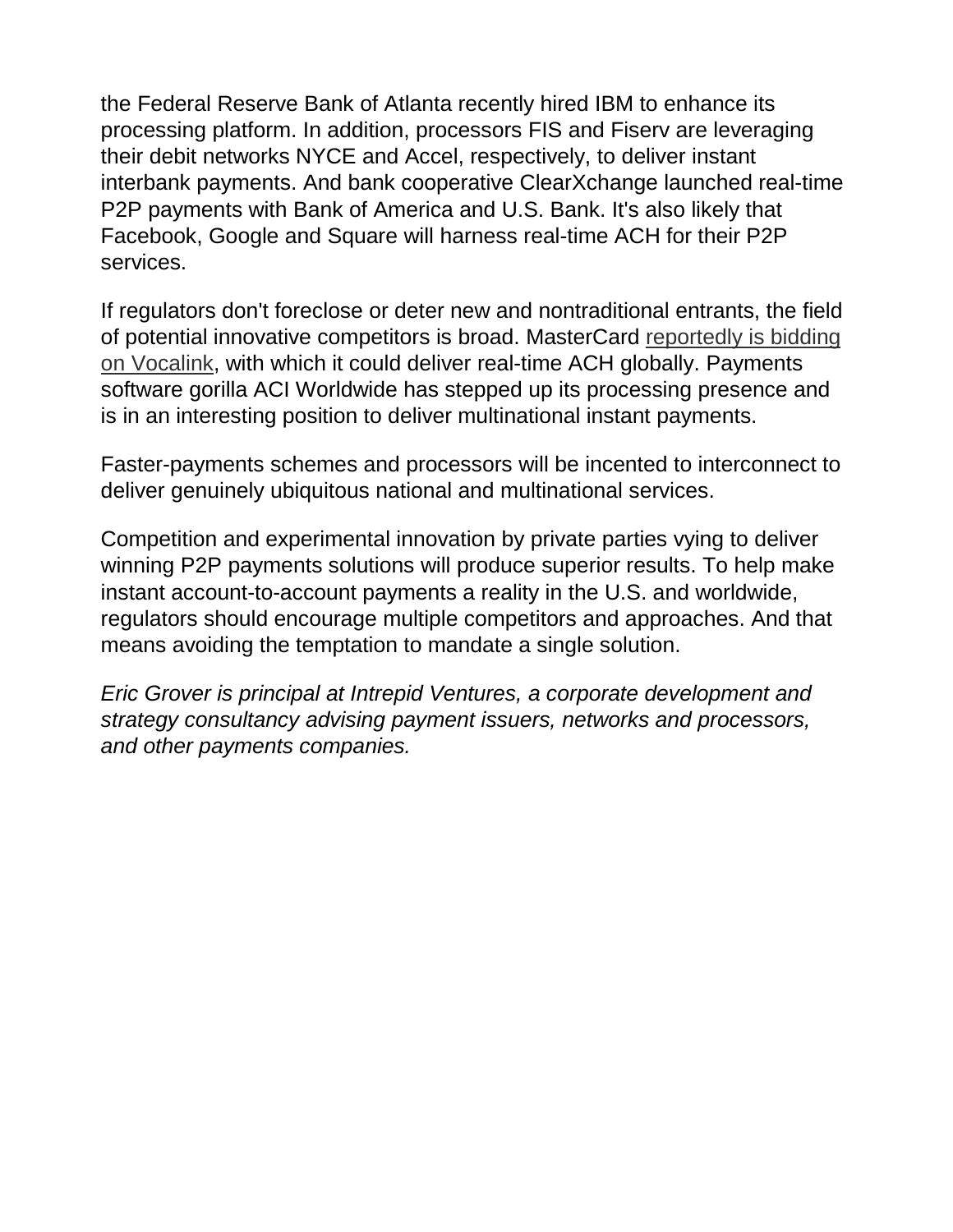the Federal Reserve Bank of Atlanta recently hired IBM to enhance its processing platform. In addition, processors FIS and Fiserv are leveraging their debit networks NYCE and Accel, respectively, to deliver instant interbank payments. And bank cooperative ClearXchange launched real-time P2P payments with Bank of America and U.S. Bank. It's also likely that Facebook, Google and Square will harness real-time ACH for their P2P services.

If regulators don't foreclose or deter new and nontraditional entrants, the field of potential innovative competitors is broad. MasterCard reportedly is bidding on Vocalink, with which it could deliver real-time ACH globally. Payments software gorilla ACI Worldwide has stepped up its processing presence and is in an interesting position to deliver multinational instant payments.

Faster-payments schemes and processors will be incented to interconnect to deliver genuinely ubiquitous national and multinational services.

Competition and experimental innovation by private parties vying to deliver winning P2P payments solutions will produce superior results. To help make instant account-to-account payments a reality in the U.S. and worldwide, regulators should encourage multiple competitors and approaches. And that means avoiding the temptation to mandate a single solution.

*Eric Grover is principal at Intrepid Ventures, a corporate development and strategy consultancy advising payment issuers, networks and processors, and other payments companies.*